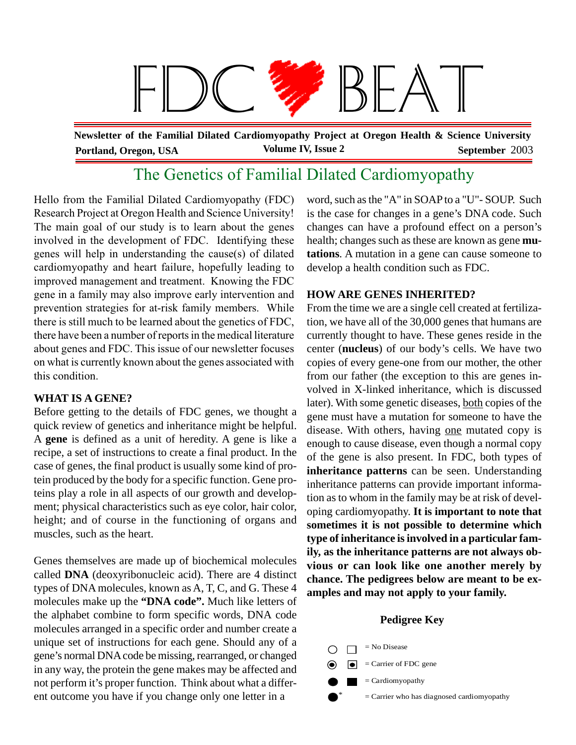# FDC BEAT

**Newsletter of the Familial Dilated Cardiomyopathy Project at Oregon Health & Science University**

**Portland, Oregon, USA** **Volume IV, Issue 2** **September** 2003

## The Genetics of Familial Dilated Cardiomyopathy

Hello from the Familial Dilated Cardiomyopathy (FDC) Research Project at Oregon Health and Science University! The main goal of our study is to learn about the genes involved in the development of FDC. Identifying these genes will help in understanding the cause(s) of dilated cardiomyopathy and heart failure, hopefully leading to improved management and treatment. Knowing the FDC gene in a family may also improve early intervention and prevention strategies for at-risk family members. While there is still much to be learned about the genetics of FDC, there have been a number of reports in the medical literature about genes and FDC. This issue of our newsletter focuses on what is currently known about the genes associated with this condition.

### WHAT IS A GENE?

Before getting to the details of FDC genes, we thought a quick review of genetics and inheritance might be helpful. A **gene** is defined as a unit of heredity. A gene is like a recipe, a set of instructions to create a final product. In the case of genes, the final product is usually some kind of protein produced by the body for a specific function. Gene proteins play a role in all aspects of our growth and development; physical characteristics such as eye color, hair color, height; and of course in the functioning of organs and muscles, such as the heart.

Genes themselves are made up of biochemical molecules called **DNA** (deoxyribonucleic acid). There are 4 distinct types of DNA molecules, known as A, T, C, and G. These 4 molecules make up the **"DNA code".** Much like letters of the alphabet combine to form specific words, DNA code molecules arranged in a specific order and number create a unique set of instructions for each gene. Should any of a gene's normal DNA code be missing, rearranged, or changed in any way, the protein the gene makes may be affected and not perform it's proper function. Think about what a different outcome you have if you change only one letter in a word, such as the "A" in SOAP to a "U"- SOUP. Such is the case for changes in a gene's DNA code. Such changes can have a profound effect on a person's health; changes such as these are known as gene **mutations**. A mutation in a gene can cause someone to develop a health condition such as FDC.

### HOW ARE GENES INHERITED?

From the time we are a single cell created at fertilization, we have all of the 30,000 genes that humans are currently thought to have. These genes reside in the center (**nucleus**) of our body's cells. We have two copies of every gene-one from our mother, the other from our father (the exception to this are genes involved in X-linked inheritance, which is discussed later). With some genetic diseases, <u>both</u> copies of the gene must have a mutation for someone to have the disease. With others, having <u>one</u> mutated copy is enough to cause disease, even though a normal copy of the gene is also present. In FDC, both types of **inheritance patterns** can be seen. Understanding inheritance patterns can provide important information as to whom in the family may be at risk of developing cardiomyopathy. **It is important to note that sometimes it is not possible to determine which type of inheritance is involved in a particular family, as the inheritance patterns are not always obvious or can look like one another merely by chance. The pedigrees below are meant to be examples and may not apply to your family.**

**Pedigree Key**

○ □ = No Disease

⊙ ▣ = Carrier of FDC gene

● ■ = Cardiomyopathy

●* = Carrier who has diagnosed cardiomyopathy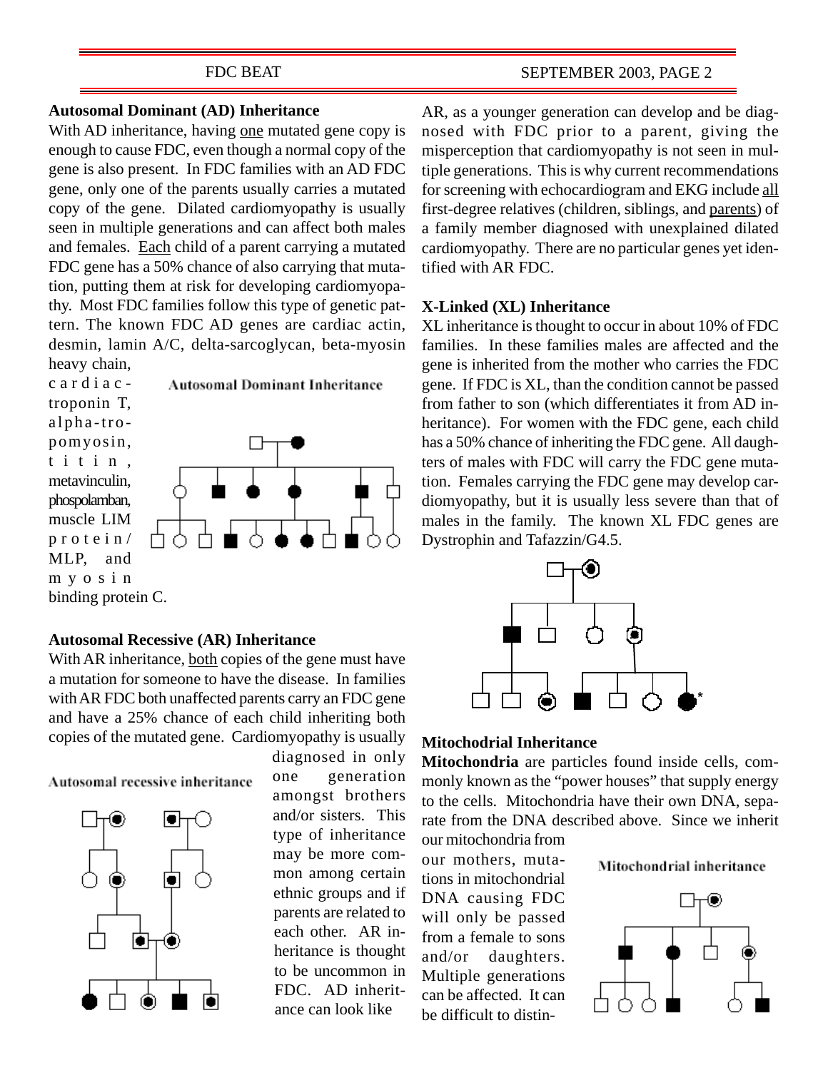### Autosomal Dominant (AD) Inheritance

With AD inheritance, having one mutated gene copy is enough to cause FDC, even though a normal copy of the gene is also present. In FDC families with an AD FDC gene, only one of the parents usually carries a mutated copy of the gene. Dilated cardiomyopathy is usually seen in multiple generations and can affect both males and females. Each child of a parent carrying a mutated FDC gene has a 50% chance of also carrying that mutation, putting them at risk for developing cardiomyopathy. Most FDC families follow this type of genetic pattern. The known FDC AD genes are cardiac actin, desmin, lamin A/C, delta-sarcoglycan, beta-myosin heavy chain, cardiac-troponin T, alpha-tropomyosin, titin, metavinculin, phospolamban, muscle LIM protein/MLP, and myosin binding protein C.

Autosomal Dominant Inheritance

### Autosomal Recessive (AR) Inheritance

With AR inheritance, both copies of the gene must have a mutation for someone to have the disease. In families with AR FDC both unaffected parents carry an FDC gene and have a 25% chance of each child inheriting both copies of the mutated gene. Cardiomyopathy is usually diagnosed in only one generation amongst brothers and/or sisters. This type of inheritance may be more common among certain ethnic groups and if parents are related to each other. AR inheritance is thought to be uncommon in FDC. AD inheritance can look like AR, as a younger generation can develop and be diagnosed with FDC prior to a parent, giving the misperception that cardiomyopathy is not seen in multiple generations. This is why current recommendations for screening with echocardiogram and EKG include all first-degree relatives (children, siblings, and parents) of a family member diagnosed with unexplained dilated cardiomyopathy. There are no particular genes yet identified with AR FDC.

Autosomal recessive inheritance

### X-Linked (XL) Inheritance

XL inheritance is thought to occur in about 10% of FDC families. In these families males are affected and the gene is inherited from the mother who carries the FDC gene. If FDC is XL, than the condition cannot be passed from father to son (which differentiates it from AD inheritance). For women with the FDC gene, each child has a 50% chance of inheriting the FDC gene. All daughters of males with FDC will carry the FDC gene mutation. Females carrying the FDC gene may develop cardiomyopathy, but it is usually less severe than that of males in the family. The known XL FDC genes are Dystrophin and Tafazzin/G4.5.

### Mitochodrial Inheritance

**Mitochondria** are particles found inside cells, commonly known as the "power houses" that supply energy to the cells. Mitochondria have their own DNA, separate from the DNA described above. Since we inherit our mitochondria from our mothers, mutations in mitochondrial DNA causing FDC will only be passed from a female to sons and/or daughters. Multiple generations can be affected. It can be difficult to distin-

Mitochondrial inheritance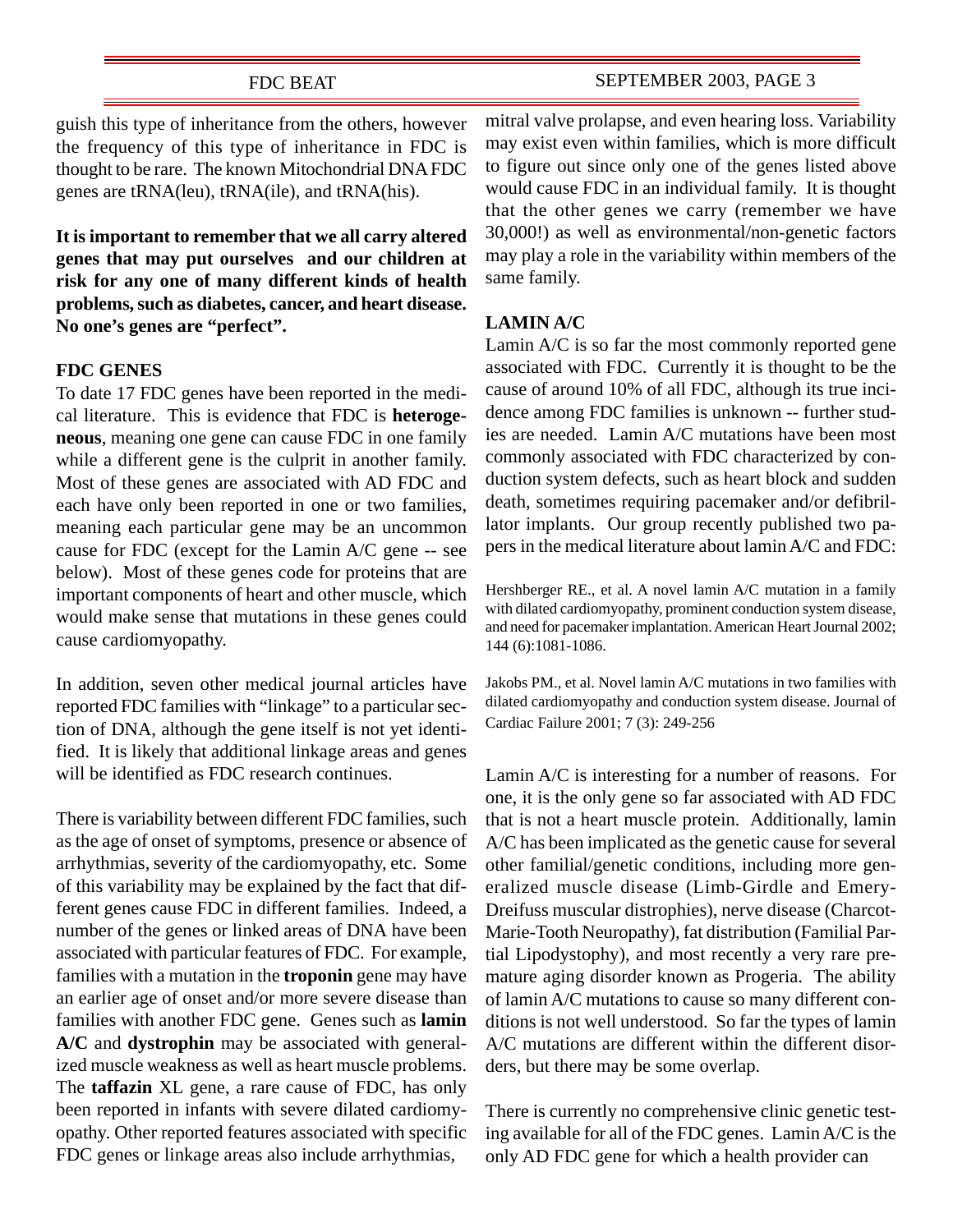guish this type of inheritance from the others, however the frequency of this type of inheritance in FDC is thought to be rare. The known Mitochondrial DNA FDC genes are tRNA(leu), tRNA(ile), and tRNA(his).

**It is important to remember that we all carry altered genes that may put ourselves and our children at risk for any one of many different kinds of health problems, such as diabetes, cancer, and heart disease. No one's genes are "perfect".**

**FDC GENES**

To date 17 FDC genes have been reported in the medical literature. This is evidence that FDC is **heterogeneous**, meaning one gene can cause FDC in one family while a different gene is the culprit in another family. Most of these genes are associated with AD FDC and each have only been reported in one or two families, meaning each particular gene may be an uncommon cause for FDC (except for the Lamin A/C gene -- see below). Most of these genes code for proteins that are important components of heart and other muscle, which would make sense that mutations in these genes could cause cardiomyopathy.

In addition, seven other medical journal articles have reported FDC families with "linkage" to a particular section of DNA, although the gene itself is not yet identified. It is likely that additional linkage areas and genes will be identified as FDC research continues.

There is variability between different FDC families, such as the age of onset of symptoms, presence or absence of arrhythmias, severity of the cardiomyopathy, etc. Some of this variability may be explained by the fact that different genes cause FDC in different families. Indeed, a number of the genes or linked areas of DNA have been associated with particular features of FDC. For example, families with a mutation in the **troponin** gene may have an earlier age of onset and/or more severe disease than families with another FDC gene. Genes such as **lamin A/C** and **dystrophin** may be associated with generalized muscle weakness as well as heart muscle problems. The **taffazin** XL gene, a rare cause of FDC, has only been reported in infants with severe dilated cardiomyopathy. Other reported features associated with specific FDC genes or linkage areas also include arrhythmias, mitral valve prolapse, and even hearing loss. Variability may exist even within families, which is more difficult to figure out since only one of the genes listed above would cause FDC in an individual family. It is thought that the other genes we carry (remember we have 30,000!) as well as environmental/non-genetic factors may play a role in the variability within members of the same family.

**LAMIN A/C**

Lamin A/C is so far the most commonly reported gene associated with FDC. Currently it is thought to be the cause of around 10% of all FDC, although its true incidence among FDC families is unknown -- further studies are needed. Lamin A/C mutations have been most commonly associated with FDC characterized by conduction system defects, such as heart block and sudden death, sometimes requiring pacemaker and/or defibrillator implants. Our group recently published two papers in the medical literature about lamin A/C and FDC:

Hershberger RE., et al. A novel lamin A/C mutation in a family with dilated cardiomyopathy, prominent conduction system disease, and need for pacemaker implantation. American Heart Journal 2002; 144 (6):1081-1086.

Jakobs PM., et al. Novel lamin A/C mutations in two families with dilated cardiomyopathy and conduction system disease. Journal of Cardiac Failure 2001; 7 (3): 249-256

Lamin A/C is interesting for a number of reasons. For one, it is the only gene so far associated with AD FDC that is not a heart muscle protein. Additionally, lamin A/C has been implicated as the genetic cause for several other familial/genetic conditions, including more generalized muscle disease (Limb-Girdle and Emery-Dreifuss muscular distrophies), nerve disease (Charcot-Marie-Tooth Neuropathy), fat distribution (Familial Partial Lipodystophy), and most recently a very rare premature aging disorder known as Progeria. The ability of lamin A/C mutations to cause so many different conditions is not well understood. So far the types of lamin A/C mutations are different within the different disorders, but there may be some overlap.

There is currently no comprehensive clinic genetic testing available for all of the FDC genes. Lamin A/C is the only AD FDC gene for which a health provider can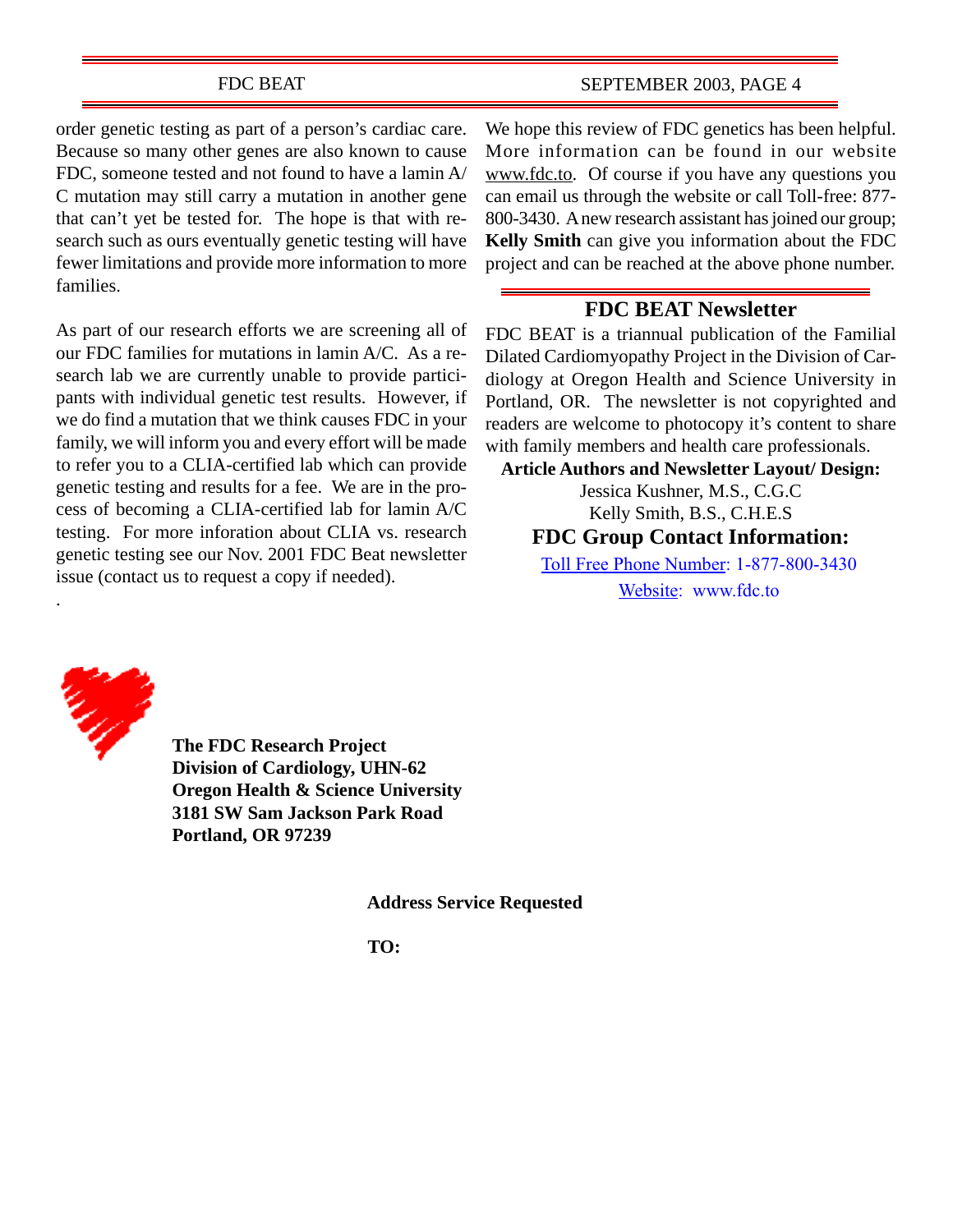order genetic testing as part of a person's cardiac care. Because so many other genes are also known to cause FDC, someone tested and not found to have a lamin A/C mutation may still carry a mutation in another gene that can't yet be tested for. The hope is that with research such as ours eventually genetic testing will have fewer limitations and provide more information to more families.

As part of our research efforts we are screening all of our FDC families for mutations in lamin A/C. As a research lab we are currently unable to provide participants with individual genetic test results. However, if we do find a mutation that we think causes FDC in your family, we will inform you and every effort will be made to refer you to a CLIA-certified lab which can provide genetic testing and results for a fee. We are in the process of becoming a CLIA-certified lab for lamin A/C testing. For more inforation about CLIA vs. research genetic testing see our Nov. 2001 FDC Beat newsletter issue (contact us to request a copy if needed).

.

We hope this review of FDC genetics has been helpful. More information can be found in our website www.fdc.to. Of course if you have any questions you can email us through the website or call Toll-free: 877-800-3430. A new research assistant has joined our group; **Kelly Smith** can give you information about the FDC project and can be reached at the above phone number.

## FDC BEAT Newsletter

FDC BEAT is a triannual publication of the Familial Dilated Cardiomyopathy Project in the Division of Cardiology at Oregon Health and Science University in Portland, OR. The newsletter is not copyrighted and readers are welcome to photocopy it's content to share with family members and health care professionals.

**Article Authors and Newsletter Layout/ Design:**

Jessica Kushner, M.S., C.G.C

Kelly Smith, B.S., C.H.E.S

## FDC Group Contact Information:

Toll Free Phone Number: 1-877-800-3430

Website: www.fdc.to

**The FDC Research Project**
**Division of Cardiology, UHN-62**
**Oregon Health & Science University**
**3181 SW Sam Jackson Park Road**
**Portland, OR 97239**

**Address Service Requested**

**TO:**